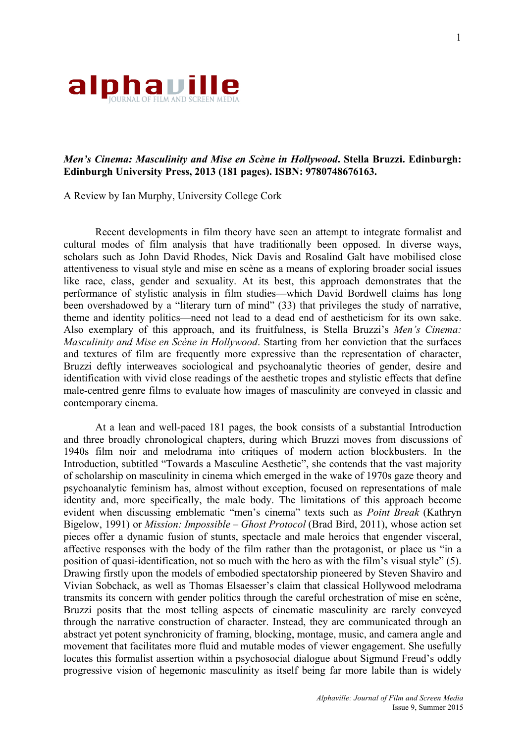alphaville
JOURNAL OF FILM AND SCREEN MEDIA

***Men's Cinema: Masculinity and Mise en Scène in Hollywood*. Stella Bruzzi. Edinburgh: Edinburgh University Press, 2013 (181 pages). ISBN: 9780748676163.**

A Review by Ian Murphy, University College Cork

Recent developments in film theory have seen an attempt to integrate formalist and cultural modes of film analysis that have traditionally been opposed. In diverse ways, scholars such as John David Rhodes, Nick Davis and Rosalind Galt have mobilised close attentiveness to visual style and mise en scène as a means of exploring broader social issues like race, class, gender and sexuality. At its best, this approach demonstrates that the performance of stylistic analysis in film studies—which David Bordwell claims has long been overshadowed by a "literary turn of mind" (33) that privileges the study of narrative, theme and identity politics—need not lead to a dead end of aestheticism for its own sake. Also exemplary of this approach, and its fruitfulness, is Stella Bruzzi's *Men's Cinema: Masculinity and Mise en Scène in Hollywood*. Starting from her conviction that the surfaces and textures of film are frequently more expressive than the representation of character, Bruzzi deftly interweaves sociological and psychoanalytic theories of gender, desire and identification with vivid close readings of the aesthetic tropes and stylistic effects that define male-centred genre films to evaluate how images of masculinity are conveyed in classic and contemporary cinema.

At a lean and well-paced 181 pages, the book consists of a substantial Introduction and three broadly chronological chapters, during which Bruzzi moves from discussions of 1940s film noir and melodrama into critiques of modern action blockbusters. In the Introduction, subtitled "Towards a Masculine Aesthetic", she contends that the vast majority of scholarship on masculinity in cinema which emerged in the wake of 1970s gaze theory and psychoanalytic feminism has, almost without exception, focused on representations of male identity and, more specifically, the male body. The limitations of this approach become evident when discussing emblematic "men's cinema" texts such as *Point Break* (Kathryn Bigelow, 1991) or *Mission: Impossible – Ghost Protocol* (Brad Bird, 2011), whose action set pieces offer a dynamic fusion of stunts, spectacle and male heroics that engender visceral, affective responses with the body of the film rather than the protagonist, or place us "in a position of quasi-identification, not so much with the hero as with the film's visual style" (5). Drawing firstly upon the models of embodied spectatorship pioneered by Steven Shaviro and Vivian Sobchack, as well as Thomas Elsaesser's claim that classical Hollywood melodrama transmits its concern with gender politics through the careful orchestration of mise en scène, Bruzzi posits that the most telling aspects of cinematic masculinity are rarely conveyed through the narrative construction of character. Instead, they are communicated through an abstract yet potent synchronicity of framing, blocking, montage, music, and camera angle and movement that facilitates more fluid and mutable modes of viewer engagement. She usefully locates this formalist assertion within a psychosocial dialogue about Sigmund Freud's oddly progressive vision of hegemonic masculinity as itself being far more labile than is widely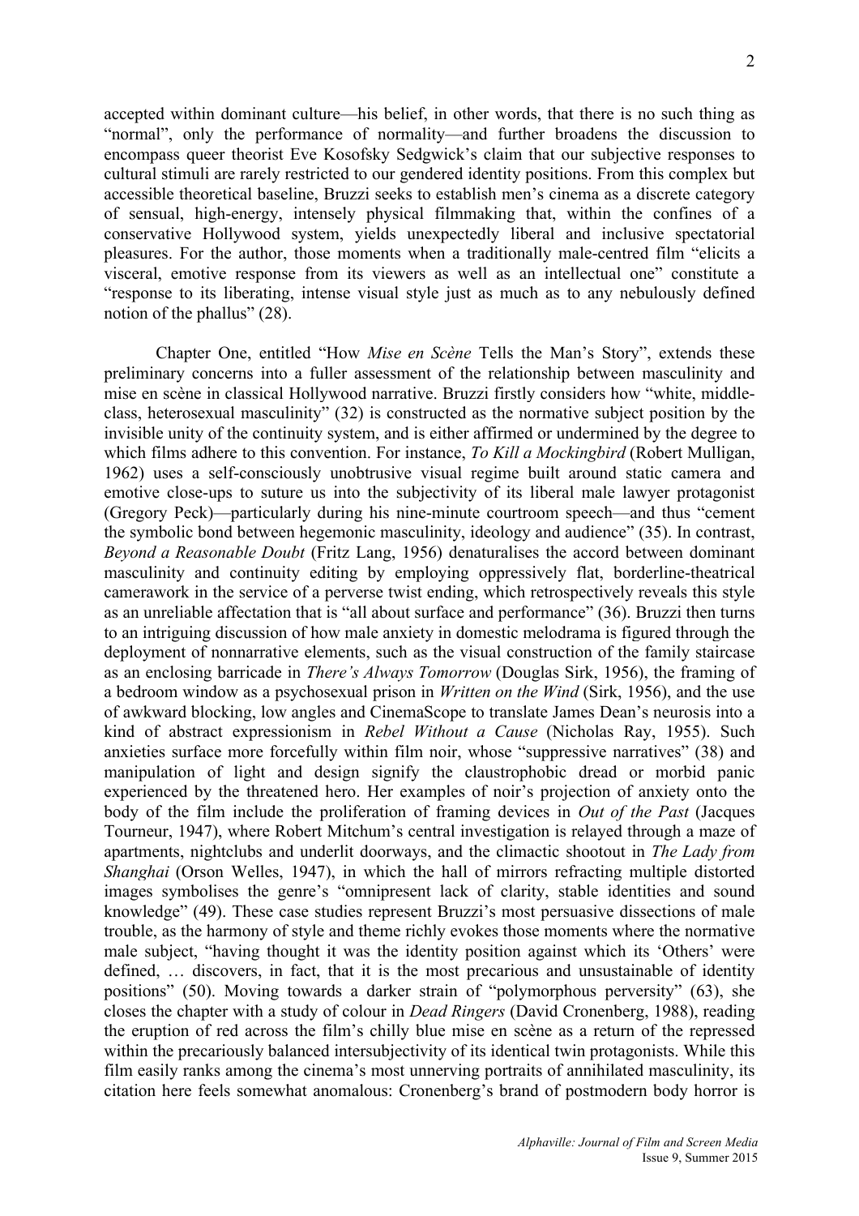accepted within dominant culture—his belief, in other words, that there is no such thing as "normal", only the performance of normality—and further broadens the discussion to encompass queer theorist Eve Kosofsky Sedgwick's claim that our subjective responses to cultural stimuli are rarely restricted to our gendered identity positions. From this complex but accessible theoretical baseline, Bruzzi seeks to establish men's cinema as a discrete category of sensual, high-energy, intensely physical filmmaking that, within the confines of a conservative Hollywood system, yields unexpectedly liberal and inclusive spectatorial pleasures. For the author, those moments when a traditionally male-centred film "elicits a visceral, emotive response from its viewers as well as an intellectual one" constitute a "response to its liberating, intense visual style just as much as to any nebulously defined notion of the phallus" (28).

Chapter One, entitled "How *Mise en Scène* Tells the Man's Story", extends these preliminary concerns into a fuller assessment of the relationship between masculinity and mise en scène in classical Hollywood narrative. Bruzzi firstly considers how "white, middle-class, heterosexual masculinity" (32) is constructed as the normative subject position by the invisible unity of the continuity system, and is either affirmed or undermined by the degree to which films adhere to this convention. For instance, *To Kill a Mockingbird* (Robert Mulligan, 1962) uses a self-consciously unobtrusive visual regime built around static camera and emotive close-ups to suture us into the subjectivity of its liberal male lawyer protagonist (Gregory Peck)—particularly during his nine-minute courtroom speech—and thus "cement the symbolic bond between hegemonic masculinity, ideology and audience" (35). In contrast, *Beyond a Reasonable Doubt* (Fritz Lang, 1956) denaturalises the accord between dominant masculinity and continuity editing by employing oppressively flat, borderline-theatrical camerawork in the service of a perverse twist ending, which retrospectively reveals this style as an unreliable affectation that is "all about surface and performance" (36). Bruzzi then turns to an intriguing discussion of how male anxiety in domestic melodrama is figured through the deployment of nonnarrative elements, such as the visual construction of the family staircase as an enclosing barricade in *There's Always Tomorrow* (Douglas Sirk, 1956), the framing of a bedroom window as a psychosexual prison in *Written on the Wind* (Sirk, 1956), and the use of awkward blocking, low angles and CinemaScope to translate James Dean's neurosis into a kind of abstract expressionism in *Rebel Without a Cause* (Nicholas Ray, 1955). Such anxieties surface more forcefully within film noir, whose "suppressive narratives" (38) and manipulation of light and design signify the claustrophobic dread or morbid panic experienced by the threatened hero. Her examples of noir's projection of anxiety onto the body of the film include the proliferation of framing devices in *Out of the Past* (Jacques Tourneur, 1947), where Robert Mitchum's central investigation is relayed through a maze of apartments, nightclubs and underlit doorways, and the climactic shootout in *The Lady from Shanghai* (Orson Welles, 1947), in which the hall of mirrors refracting multiple distorted images symbolises the genre's "omnipresent lack of clarity, stable identities and sound knowledge" (49). These case studies represent Bruzzi's most persuasive dissections of male trouble, as the harmony of style and theme richly evokes those moments where the normative male subject, "having thought it was the identity position against which its 'Others' were defined, … discovers, in fact, that it is the most precarious and unsustainable of identity positions" (50). Moving towards a darker strain of "polymorphous perversity" (63), she closes the chapter with a study of colour in *Dead Ringers* (David Cronenberg, 1988), reading the eruption of red across the film's chilly blue mise en scène as a return of the repressed within the precariously balanced intersubjectivity of its identical twin protagonists. While this film easily ranks among the cinema's most unnerving portraits of annihilated masculinity, its citation here feels somewhat anomalous: Cronenberg's brand of postmodern body horror is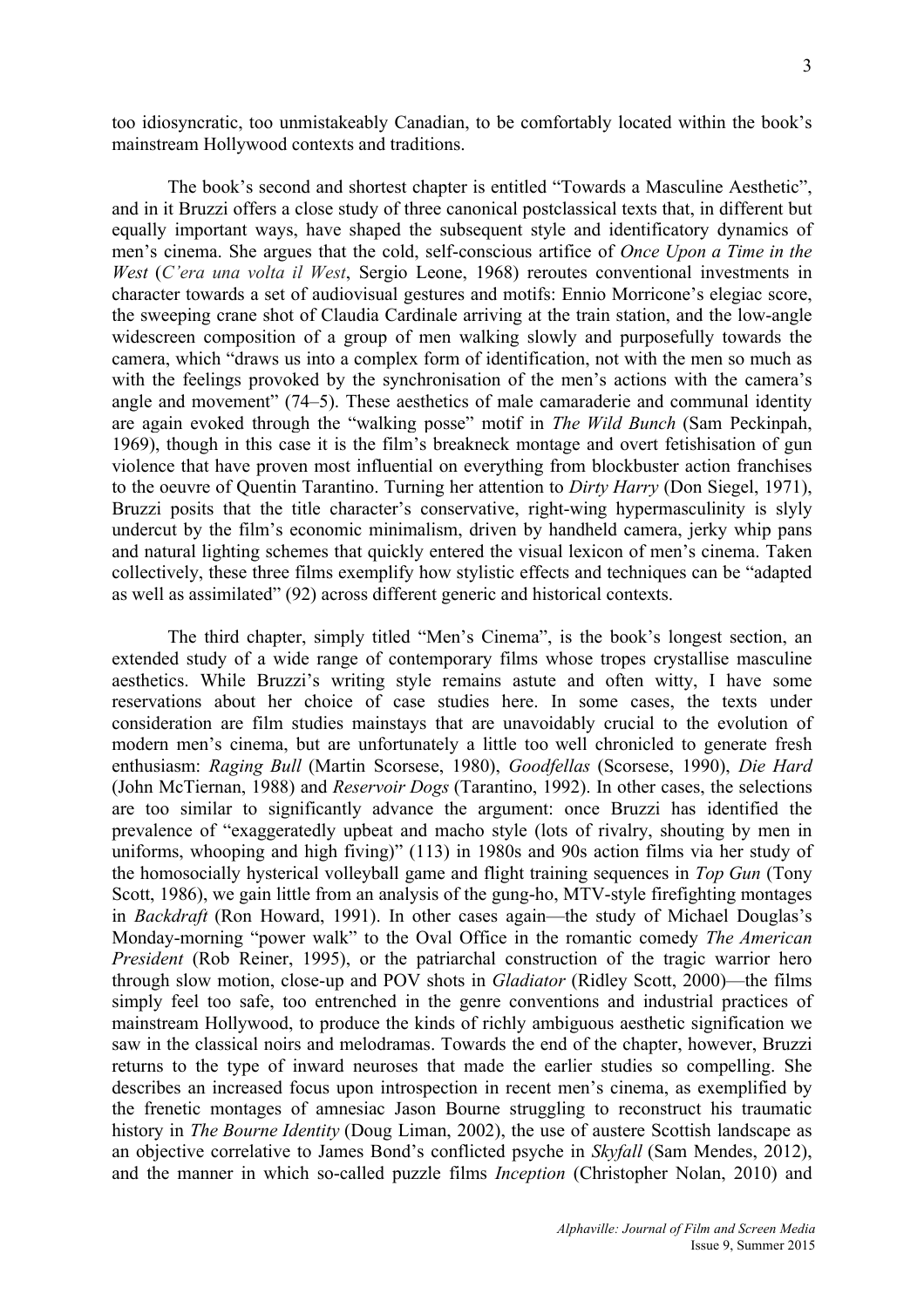too idiosyncratic, too unmistakeably Canadian, to be comfortably located within the book's mainstream Hollywood contexts and traditions.

The book's second and shortest chapter is entitled "Towards a Masculine Aesthetic", and in it Bruzzi offers a close study of three canonical postclassical texts that, in different but equally important ways, have shaped the subsequent style and identificatory dynamics of men's cinema. She argues that the cold, self-conscious artifice of *Once Upon a Time in the West* (*C'era una volta il West*, Sergio Leone, 1968) reroutes conventional investments in character towards a set of audiovisual gestures and motifs: Ennio Morricone's elegiac score, the sweeping crane shot of Claudia Cardinale arriving at the train station, and the low-angle widescreen composition of a group of men walking slowly and purposefully towards the camera, which "draws us into a complex form of identification, not with the men so much as with the feelings provoked by the synchronisation of the men's actions with the camera's angle and movement" (74–5). These aesthetics of male camaraderie and communal identity are again evoked through the "walking posse" motif in *The Wild Bunch* (Sam Peckinpah, 1969), though in this case it is the film's breakneck montage and overt fetishisation of gun violence that have proven most influential on everything from blockbuster action franchises to the oeuvre of Quentin Tarantino. Turning her attention to *Dirty Harry* (Don Siegel, 1971), Bruzzi posits that the title character's conservative, right-wing hypermasculinity is slyly undercut by the film's economic minimalism, driven by handheld camera, jerky whip pans and natural lighting schemes that quickly entered the visual lexicon of men's cinema. Taken collectively, these three films exemplify how stylistic effects and techniques can be "adapted as well as assimilated" (92) across different generic and historical contexts.

The third chapter, simply titled "Men's Cinema", is the book's longest section, an extended study of a wide range of contemporary films whose tropes crystallise masculine aesthetics. While Bruzzi's writing style remains astute and often witty, I have some reservations about her choice of case studies here. In some cases, the texts under consideration are film studies mainstays that are unavoidably crucial to the evolution of modern men's cinema, but are unfortunately a little too well chronicled to generate fresh enthusiasm: *Raging Bull* (Martin Scorsese, 1980), *Goodfellas* (Scorsese, 1990), *Die Hard* (John McTiernan, 1988) and *Reservoir Dogs* (Tarantino, 1992). In other cases, the selections are too similar to significantly advance the argument: once Bruzzi has identified the prevalence of "exaggeratedly upbeat and macho style (lots of rivalry, shouting by men in uniforms, whooping and high fiving)" (113) in 1980s and 90s action films via her study of the homosocially hysterical volleyball game and flight training sequences in *Top Gun* (Tony Scott, 1986), we gain little from an analysis of the gung-ho, MTV-style firefighting montages in *Backdraft* (Ron Howard, 1991). In other cases again—the study of Michael Douglas's Monday-morning "power walk" to the Oval Office in the romantic comedy *The American President* (Rob Reiner, 1995), or the patriarchal construction of the tragic warrior hero through slow motion, close-up and POV shots in *Gladiator* (Ridley Scott, 2000)—the films simply feel too safe, too entrenched in the genre conventions and industrial practices of mainstream Hollywood, to produce the kinds of richly ambiguous aesthetic signification we saw in the classical noirs and melodramas. Towards the end of the chapter, however, Bruzzi returns to the type of inward neuroses that made the earlier studies so compelling. She describes an increased focus upon introspection in recent men's cinema, as exemplified by the frenetic montages of amnesiac Jason Bourne struggling to reconstruct his traumatic history in *The Bourne Identity* (Doug Liman, 2002), the use of austere Scottish landscape as an objective correlative to James Bond's conflicted psyche in *Skyfall* (Sam Mendes, 2012), and the manner in which so-called puzzle films *Inception* (Christopher Nolan, 2010) and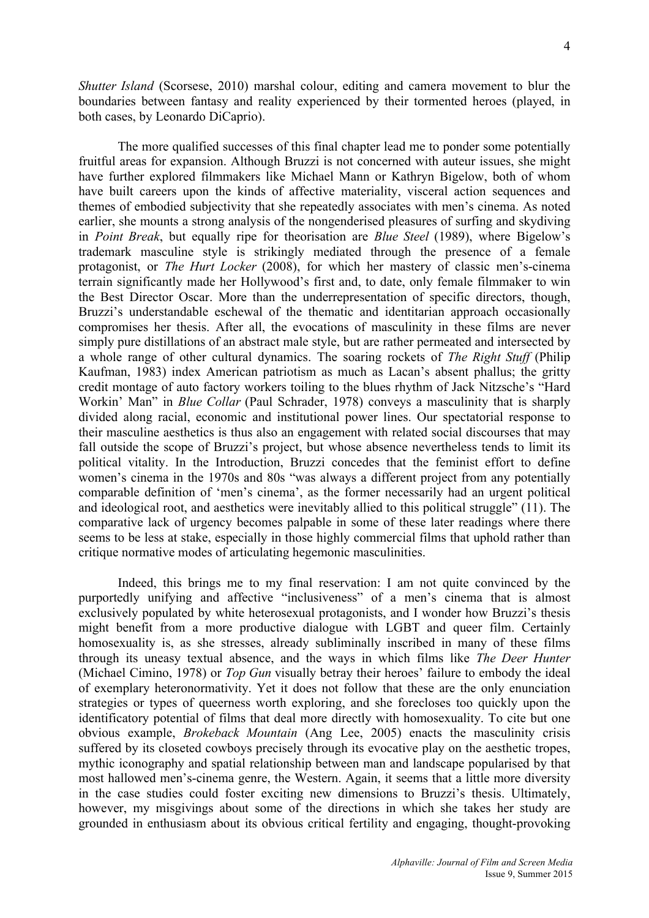*Shutter Island* (Scorsese, 2010) marshal colour, editing and camera movement to blur the boundaries between fantasy and reality experienced by their tormented heroes (played, in both cases, by Leonardo DiCaprio).

The more qualified successes of this final chapter lead me to ponder some potentially fruitful areas for expansion. Although Bruzzi is not concerned with auteur issues, she might have further explored filmmakers like Michael Mann or Kathryn Bigelow, both of whom have built careers upon the kinds of affective materiality, visceral action sequences and themes of embodied subjectivity that she repeatedly associates with men's cinema. As noted earlier, she mounts a strong analysis of the nongenderised pleasures of surfing and skydiving in *Point Break*, but equally ripe for theorisation are *Blue Steel* (1989), where Bigelow's trademark masculine style is strikingly mediated through the presence of a female protagonist, or *The Hurt Locker* (2008), for which her mastery of classic men's-cinema terrain significantly made her Hollywood's first and, to date, only female filmmaker to win the Best Director Oscar. More than the underrepresentation of specific directors, though, Bruzzi's understandable eschewal of the thematic and identitarian approach occasionally compromises her thesis. After all, the evocations of masculinity in these films are never simply pure distillations of an abstract male style, but are rather permeated and intersected by a whole range of other cultural dynamics. The soaring rockets of *The Right Stuff* (Philip Kaufman, 1983) index American patriotism as much as Lacan's absent phallus; the gritty credit montage of auto factory workers toiling to the blues rhythm of Jack Nitzsche's "Hard Workin' Man" in *Blue Collar* (Paul Schrader, 1978) conveys a masculinity that is sharply divided along racial, economic and institutional power lines. Our spectatorial response to their masculine aesthetics is thus also an engagement with related social discourses that may fall outside the scope of Bruzzi's project, but whose absence nevertheless tends to limit its political vitality. In the Introduction, Bruzzi concedes that the feminist effort to define women's cinema in the 1970s and 80s "was always a different project from any potentially comparable definition of 'men's cinema', as the former necessarily had an urgent political and ideological root, and aesthetics were inevitably allied to this political struggle" (11). The comparative lack of urgency becomes palpable in some of these later readings where there seems to be less at stake, especially in those highly commercial films that uphold rather than critique normative modes of articulating hegemonic masculinities.

Indeed, this brings me to my final reservation: I am not quite convinced by the purportedly unifying and affective "inclusiveness" of a men's cinema that is almost exclusively populated by white heterosexual protagonists, and I wonder how Bruzzi's thesis might benefit from a more productive dialogue with LGBT and queer film. Certainly homosexuality is, as she stresses, already subliminally inscribed in many of these films through its uneasy textual absence, and the ways in which films like *The Deer Hunter* (Michael Cimino, 1978) or *Top Gun* visually betray their heroes' failure to embody the ideal of exemplary heteronormativity. Yet it does not follow that these are the only enunciation strategies or types of queerness worth exploring, and she forecloses too quickly upon the identificatory potential of films that deal more directly with homosexuality. To cite but one obvious example, *Brokeback Mountain* (Ang Lee, 2005) enacts the masculinity crisis suffered by its closeted cowboys precisely through its evocative play on the aesthetic tropes, mythic iconography and spatial relationship between man and landscape popularised by that most hallowed men's-cinema genre, the Western. Again, it seems that a little more diversity in the case studies could foster exciting new dimensions to Bruzzi's thesis. Ultimately, however, my misgivings about some of the directions in which she takes her study are grounded in enthusiasm about its obvious critical fertility and engaging, thought-provoking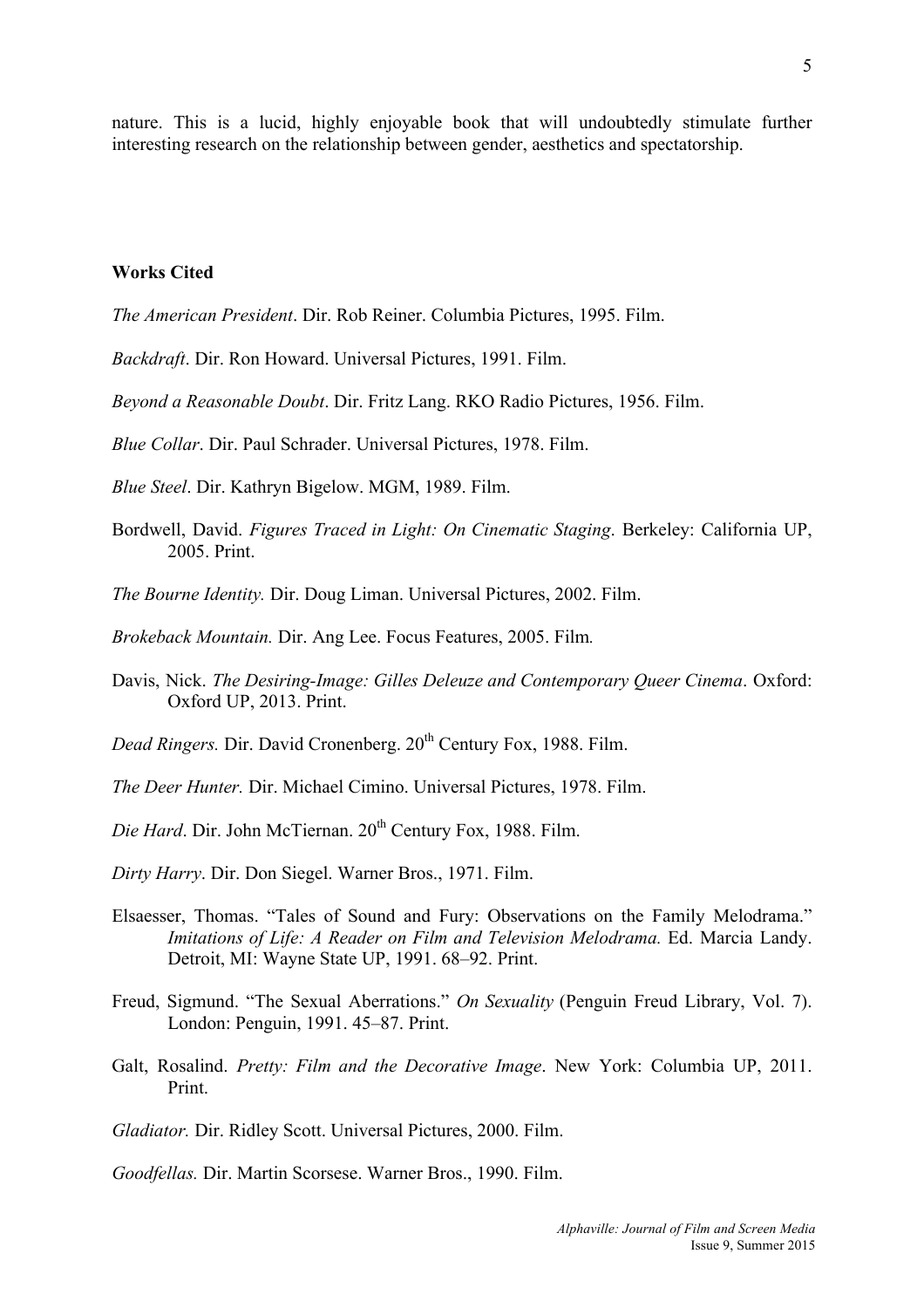nature. This is a lucid, highly enjoyable book that will undoubtedly stimulate further interesting research on the relationship between gender, aesthetics and spectatorship.

**Works Cited**

*The American President*. Dir. Rob Reiner. Columbia Pictures, 1995. Film.

*Backdraft*. Dir. Ron Howard. Universal Pictures, 1991. Film.

*Beyond a Reasonable Doubt*. Dir. Fritz Lang. RKO Radio Pictures, 1956. Film.

*Blue Collar*. Dir. Paul Schrader. Universal Pictures, 1978. Film.

*Blue Steel*. Dir. Kathryn Bigelow. MGM, 1989. Film.

Bordwell, David. *Figures Traced in Light: On Cinematic Staging*. Berkeley: California UP, 2005. Print.

*The Bourne Identity.* Dir. Doug Liman. Universal Pictures, 2002. Film.

*Brokeback Mountain.* Dir. Ang Lee. Focus Features, 2005. Film.

Davis, Nick. *The Desiring-Image: Gilles Deleuze and Contemporary Queer Cinema*. Oxford: Oxford UP, 2013. Print.

*Dead Ringers.* Dir. David Cronenberg. 20th Century Fox, 1988. Film.

*The Deer Hunter.* Dir. Michael Cimino. Universal Pictures, 1978. Film.

*Die Hard*. Dir. John McTiernan. 20th Century Fox, 1988. Film.

*Dirty Harry*. Dir. Don Siegel. Warner Bros., 1971. Film.

Elsaesser, Thomas. "Tales of Sound and Fury: Observations on the Family Melodrama." *Imitations of Life: A Reader on Film and Television Melodrama.* Ed. Marcia Landy. Detroit, MI: Wayne State UP, 1991. 68–92. Print.

Freud, Sigmund. "The Sexual Aberrations." *On Sexuality* (Penguin Freud Library, Vol. 7). London: Penguin, 1991. 45–87. Print.

Galt, Rosalind. *Pretty: Film and the Decorative Image*. New York: Columbia UP, 2011. Print.

*Gladiator.* Dir. Ridley Scott. Universal Pictures, 2000. Film.

*Goodfellas.* Dir. Martin Scorsese. Warner Bros., 1990. Film.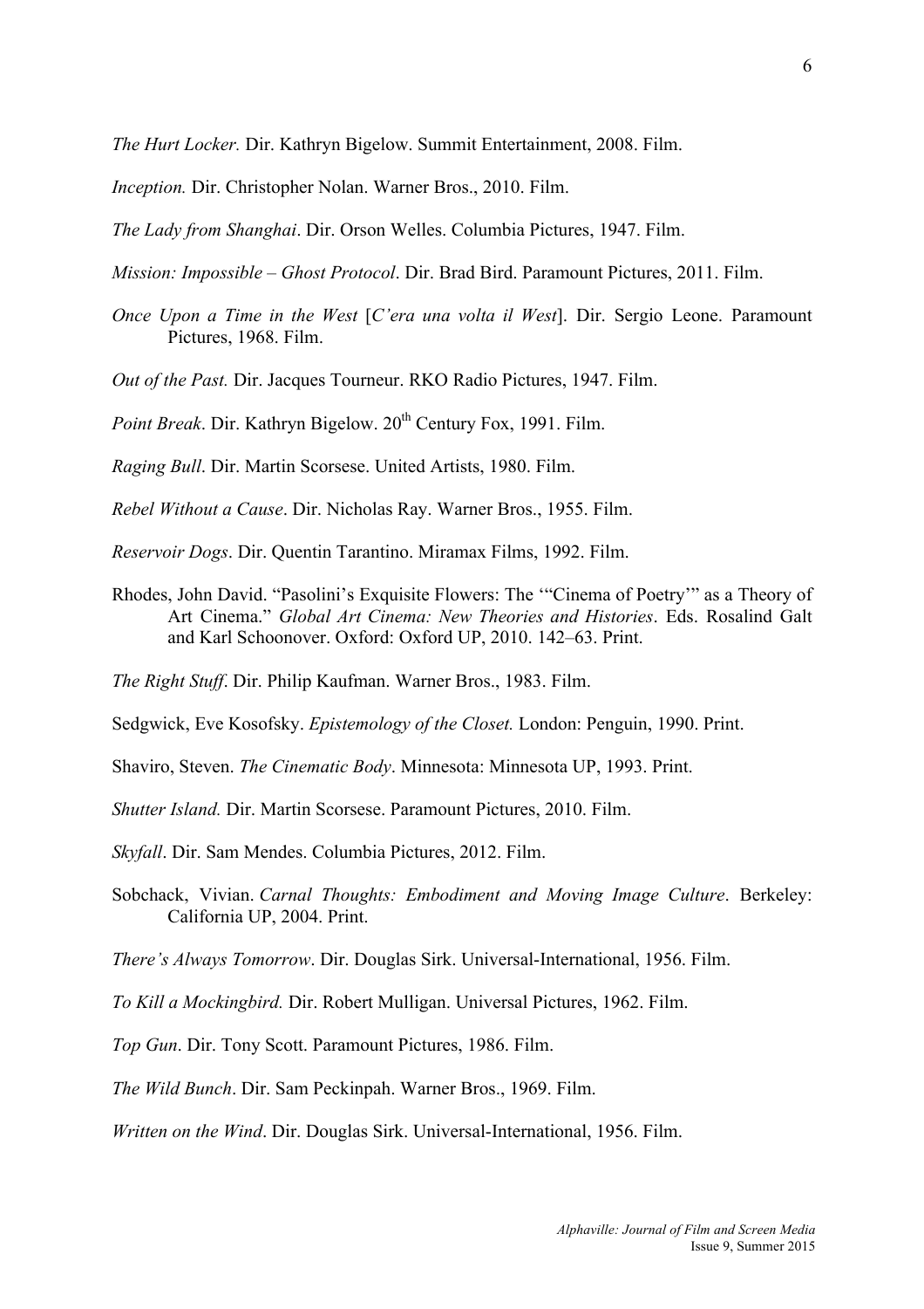*The Hurt Locker.* Dir. Kathryn Bigelow. Summit Entertainment, 2008. Film.

*Inception.* Dir. Christopher Nolan. Warner Bros., 2010. Film.

*The Lady from Shanghai*. Dir. Orson Welles. Columbia Pictures, 1947. Film.

*Mission: Impossible – Ghost Protocol*. Dir. Brad Bird. Paramount Pictures, 2011. Film.

*Once Upon a Time in the West* [*C'era una volta il West*]. Dir. Sergio Leone. Paramount Pictures, 1968. Film.

*Out of the Past.* Dir. Jacques Tourneur. RKO Radio Pictures, 1947. Film.

*Point Break*. Dir. Kathryn Bigelow. 20th Century Fox, 1991. Film.

*Raging Bull*. Dir. Martin Scorsese. United Artists, 1980. Film.

*Rebel Without a Cause*. Dir. Nicholas Ray. Warner Bros., 1955. Film.

*Reservoir Dogs*. Dir. Quentin Tarantino. Miramax Films, 1992. Film.

Rhodes, John David. "Pasolini's Exquisite Flowers: The '"Cinema of Poetry"' as a Theory of Art Cinema." *Global Art Cinema: New Theories and Histories*. Eds. Rosalind Galt and Karl Schoonover. Oxford: Oxford UP, 2010. 142–63. Print.

*The Right Stuff*. Dir. Philip Kaufman. Warner Bros., 1983. Film.

Sedgwick, Eve Kosofsky. *Epistemology of the Closet.* London: Penguin, 1990. Print.

Shaviro, Steven. *The Cinematic Body*. Minnesota: Minnesota UP, 1993. Print.

*Shutter Island.* Dir. Martin Scorsese. Paramount Pictures, 2010. Film.

*Skyfall*. Dir. Sam Mendes. Columbia Pictures, 2012. Film.

Sobchack, Vivian. *Carnal Thoughts: Embodiment and Moving Image Culture*. Berkeley: California UP, 2004. Print.

*There's Always Tomorrow*. Dir. Douglas Sirk. Universal-International, 1956. Film.

*To Kill a Mockingbird.* Dir. Robert Mulligan. Universal Pictures, 1962. Film.

*Top Gun*. Dir. Tony Scott. Paramount Pictures, 1986. Film.

*The Wild Bunch*. Dir. Sam Peckinpah. Warner Bros., 1969. Film.

*Written on the Wind*. Dir. Douglas Sirk. Universal-International, 1956. Film.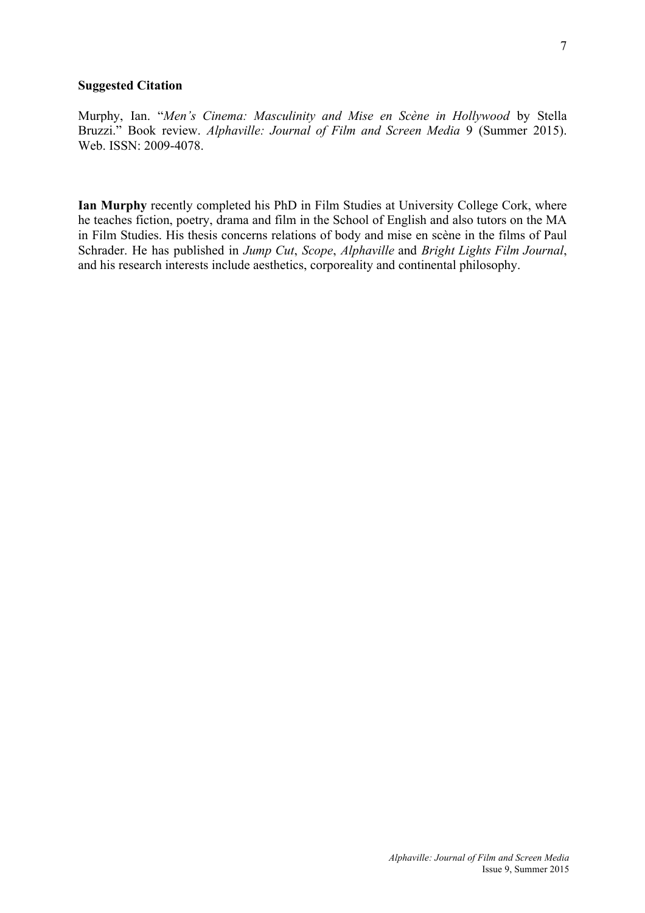**Suggested Citation**

Murphy, Ian. "*Men's Cinema: Masculinity and Mise en Scène in Hollywood* by Stella Bruzzi." Book review. *Alphaville: Journal of Film and Screen Media* 9 (Summer 2015). Web. ISSN: 2009-4078.

**Ian Murphy** recently completed his PhD in Film Studies at University College Cork, where he teaches fiction, poetry, drama and film in the School of English and also tutors on the MA in Film Studies. His thesis concerns relations of body and mise en scène in the films of Paul Schrader. He has published in *Jump Cut*, *Scope*, *Alphaville* and *Bright Lights Film Journal*, and his research interests include aesthetics, corporeality and continental philosophy.